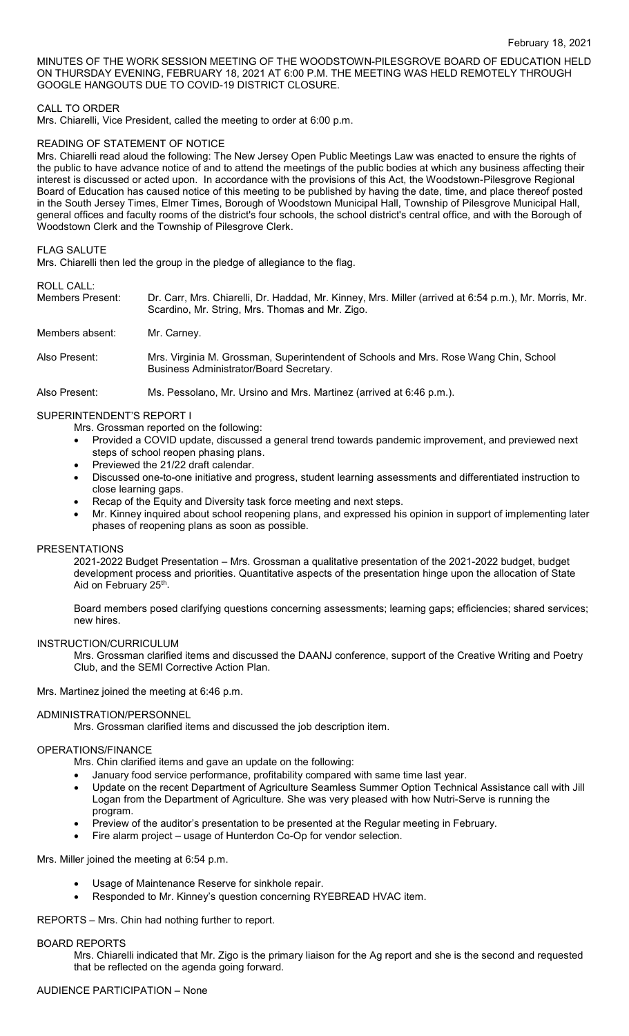February 18, 2021

MINUTES OF THE WORK SESSION MEETING OF THE WOODSTOWN-PILESGROVE BOARD OF EDUCATION HELD ON THURSDAY EVENING, FEBRUARY 18, 2021 AT 6:00 P.M. THE MEETING WAS HELD REMOTELY THROUGH GOOGLE HANGOUTS DUE TO COVID-19 DISTRICT CLOSURE.

CALL TO ORDER

Mrs. Chiarelli, Vice President, called the meeting to order at 6:00 p.m.

READING OF STATEMENT OF NOTICE

Mrs. Chiarelli read aloud the following: The New Jersey Open Public Meetings Law was enacted to ensure the rights of the public to have advance notice of and to attend the meetings of the public bodies at which any business affecting their interest is discussed or acted upon. In accordance with the provisions of this Act, the Woodstown-Pilesgrove Regional Board of Education has caused notice of this meeting to be published by having the date, time, and place thereof posted in the South Jersey Times, Elmer Times, Borough of Woodstown Municipal Hall, Township of Pilesgrove Municipal Hall, general offices and faculty rooms of the district's four schools, the school district's central office, and with the Borough of Woodstown Clerk and the Township of Pilesgrove Clerk.

FLAG SALUTE

Mrs. Chiarelli then led the group in the pledge of allegiance to the flag.

ROLL CALL:

| | |
|---|---|
| Members Present: | Dr. Carr, Mrs. Chiarelli, Dr. Haddad, Mr. Kinney, Mrs. Miller (arrived at 6:54 p.m.), Mr. Morris, Mr. Scardino, Mr. String, Mrs. Thomas and Mr. Zigo. |
| Members absent: | Mr. Carney. |
| Also Present: | Mrs. Virginia M. Grossman, Superintendent of Schools and Mrs. Rose Wang Chin, School Business Administrator/Board Secretary. |
| Also Present: | Ms. Pessolano, Mr. Ursino and Mrs. Martinez (arrived at 6:46 p.m.). |

SUPERINTENDENT'S REPORT I

Mrs. Grossman reported on the following:

- Provided a COVID update, discussed a general trend towards pandemic improvement, and previewed next steps of school reopen phasing plans.
- Previewed the 21/22 draft calendar.
- Discussed one-to-one initiative and progress, student learning assessments and differentiated instruction to close learning gaps.
- Recap of the Equity and Diversity task force meeting and next steps.
- Mr. Kinney inquired about school reopening plans, and expressed his opinion in support of implementing later phases of reopening plans as soon as possible.

PRESENTATIONS

2021-2022 Budget Presentation – Mrs. Grossman a qualitative presentation of the 2021-2022 budget, budget development process and priorities. Quantitative aspects of the presentation hinge upon the allocation of State Aid on February 25th.

Board members posed clarifying questions concerning assessments; learning gaps; efficiencies; shared services; new hires.

INSTRUCTION/CURRICULUM

Mrs. Grossman clarified items and discussed the DAANJ conference, support of the Creative Writing and Poetry Club, and the SEMI Corrective Action Plan.

Mrs. Martinez joined the meeting at 6:46 p.m.

ADMINISTRATION/PERSONNEL

Mrs. Grossman clarified items and discussed the job description item.

OPERATIONS/FINANCE

Mrs. Chin clarified items and gave an update on the following:

- January food service performance, profitability compared with same time last year.
- Update on the recent Department of Agriculture Seamless Summer Option Technical Assistance call with Jill Logan from the Department of Agriculture. She was very pleased with how Nutri-Serve is running the program.
- Preview of the auditor's presentation to be presented at the Regular meeting in February.
- Fire alarm project – usage of Hunterdon Co-Op for vendor selection.

Mrs. Miller joined the meeting at 6:54 p.m.

- Usage of Maintenance Reserve for sinkhole repair.
- Responded to Mr. Kinney's question concerning RYEBREAD HVAC item.

REPORTS – Mrs. Chin had nothing further to report.

BOARD REPORTS

Mrs. Chiarelli indicated that Mr. Zigo is the primary liaison for the Ag report and she is the second and requested that be reflected on the agenda going forward.

AUDIENCE PARTICIPATION – None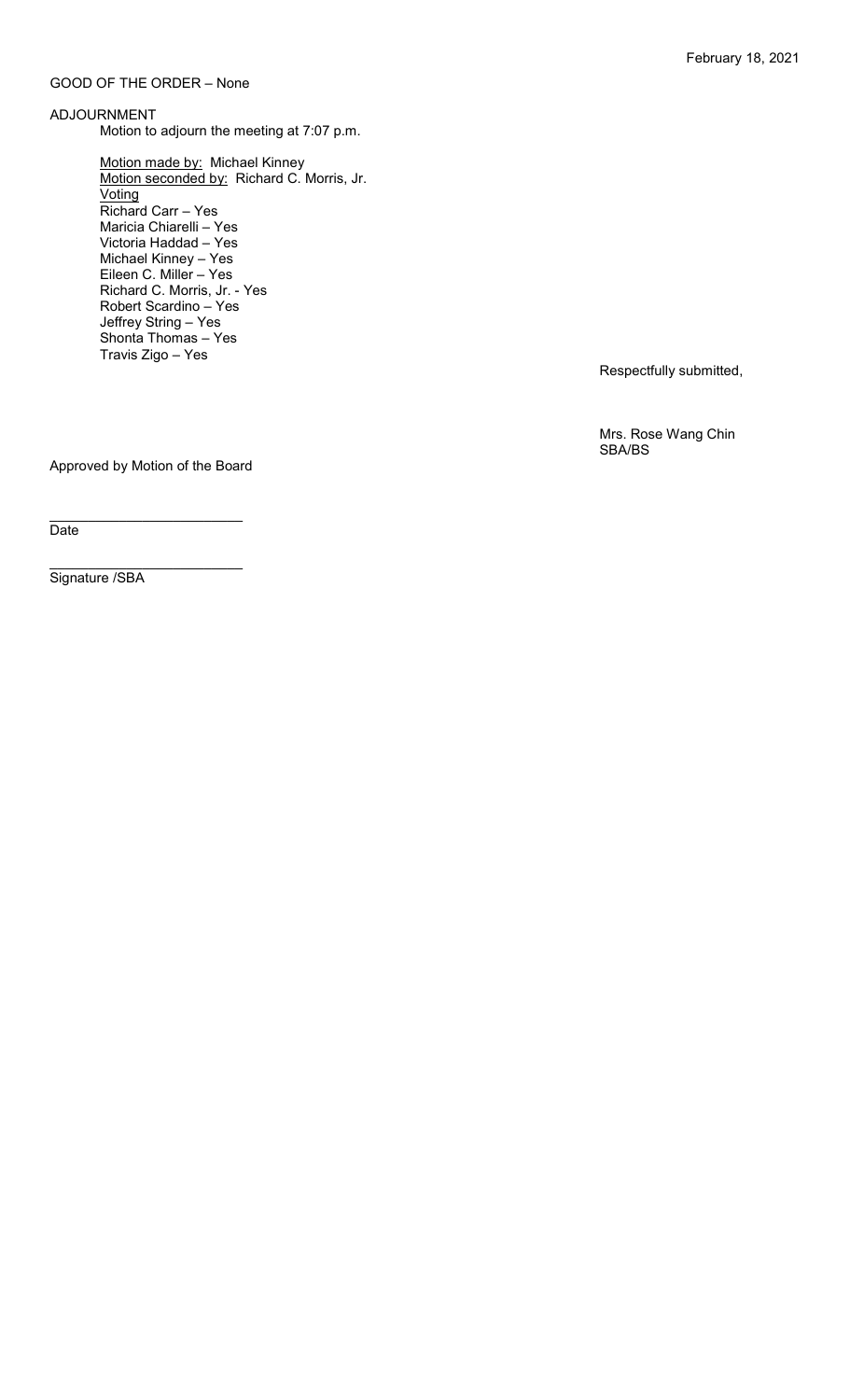GOOD OF THE ORDER – None

ADJOURNMENT

Motion to adjourn the meeting at 7:07 p.m.

Motion made by: Michael Kinney
Motion seconded by: Richard C. Morris, Jr.
Voting
Richard Carr – Yes
Maricia Chiarelli – Yes
Victoria Haddad – Yes
Michael Kinney – Yes
Eileen C. Miller – Yes
Richard C. Morris, Jr. - Yes
Robert Scardino – Yes
Jeffrey String – Yes
Shonta Thomas – Yes
Travis Zigo – Yes

Respectfully submitted,

Mrs. Rose Wang Chin
SBA/BS

Approved by Motion of the Board

Date

Signature /SBA